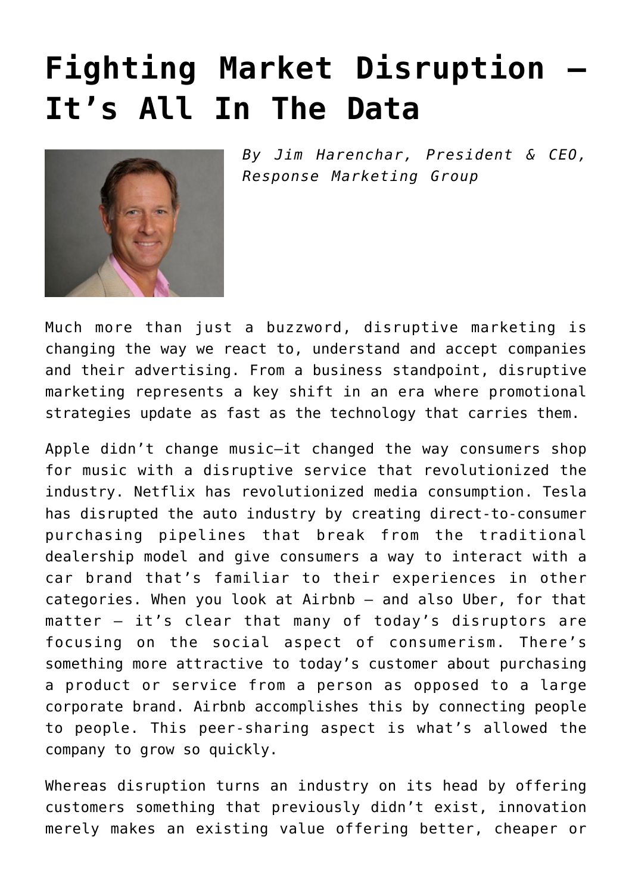# Fighting Market Disruption – It's All In The Data

*By Jim Harenchar, President & CEO, Response Marketing Group*

Much more than just a buzzword, disruptive marketing is changing the way we react to, understand and accept companies and their advertising. From a business standpoint, disruptive marketing represents a key shift in an era where promotional strategies update as fast as the technology that carries them.

Apple didn't change music—it changed the way consumers shop for music with a disruptive service that revolutionized the industry. Netflix has revolutionized media consumption. Tesla has disrupted the auto industry by creating direct-to-consumer purchasing pipelines that break from the traditional dealership model and give consumers a way to interact with a car brand that's familiar to their experiences in other categories. When you look at Airbnb – and also Uber, for that matter – it's clear that many of today's disruptors are focusing on the social aspect of consumerism. There's something more attractive to today's customer about purchasing a product or service from a person as opposed to a large corporate brand. Airbnb accomplishes this by connecting people to people. This peer-sharing aspect is what's allowed the company to grow so quickly.

Whereas disruption turns an industry on its head by offering customers something that previously didn't exist, innovation merely makes an existing value offering better, cheaper or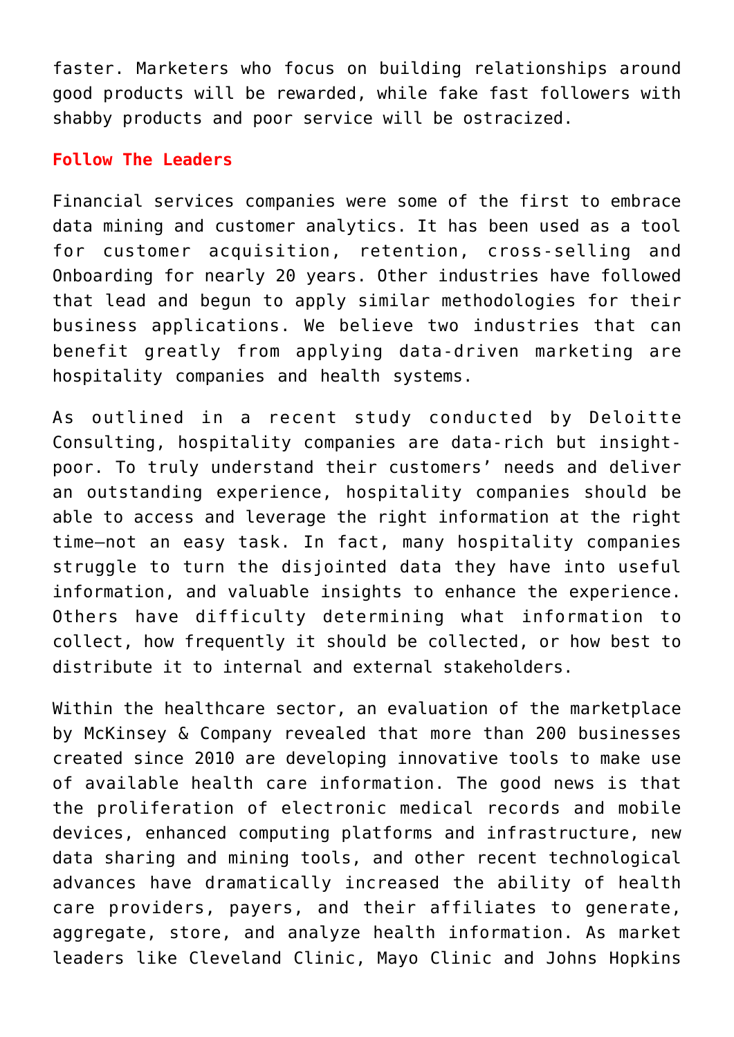faster. Marketers who focus on building relationships around good products will be rewarded, while fake fast followers with shabby products and poor service will be ostracized.

## Follow The Leaders

Financial services companies were some of the first to embrace data mining and customer analytics. It has been used as a tool for customer acquisition, retention, cross-selling and Onboarding for nearly 20 years. Other industries have followed that lead and begun to apply similar methodologies for their business applications. We believe two industries that can benefit greatly from applying data-driven marketing are hospitality companies and health systems.

As outlined in a recent study conducted by Deloitte Consulting, hospitality companies are data-rich but insight-poor. To truly understand their customers' needs and deliver an outstanding experience, hospitality companies should be able to access and leverage the right information at the right time—not an easy task. In fact, many hospitality companies struggle to turn the disjointed data they have into useful information, and valuable insights to enhance the experience. Others have difficulty determining what information to collect, how frequently it should be collected, or how best to distribute it to internal and external stakeholders.

Within the healthcare sector, an evaluation of the marketplace by McKinsey & Company revealed that more than 200 businesses created since 2010 are developing innovative tools to make use of available health care information. The good news is that the proliferation of electronic medical records and mobile devices, enhanced computing platforms and infrastructure, new data sharing and mining tools, and other recent technological advances have dramatically increased the ability of health care providers, payers, and their affiliates to generate, aggregate, store, and analyze health information. As market leaders like Cleveland Clinic, Mayo Clinic and Johns Hopkins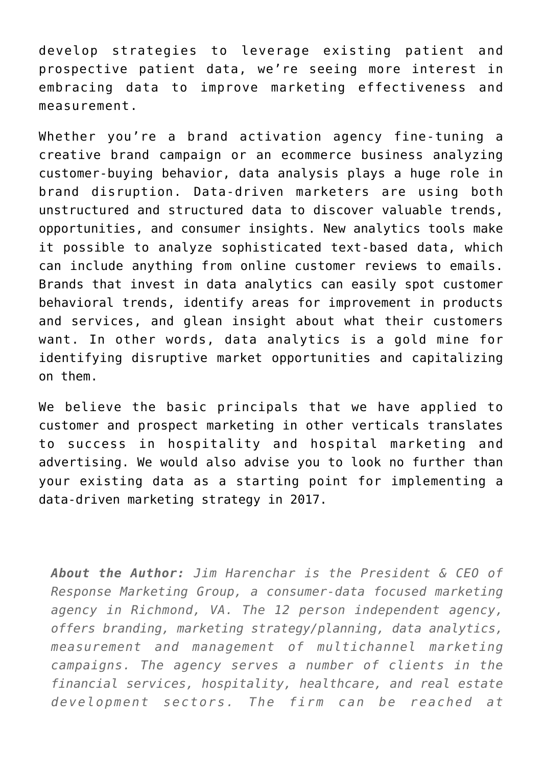develop strategies to leverage existing patient and prospective patient data, we're seeing more interest in embracing data to improve marketing effectiveness and measurement.

Whether you're a brand activation agency fine-tuning a creative brand campaign or an ecommerce business analyzing customer-buying behavior, data analysis plays a huge role in brand disruption. Data-driven marketers are using both unstructured and structured data to discover valuable trends, opportunities, and consumer insights. New analytics tools make it possible to analyze sophisticated text-based data, which can include anything from online customer reviews to emails. Brands that invest in data analytics can easily spot customer behavioral trends, identify areas for improvement in products and services, and glean insight about what their customers want. In other words, data analytics is a gold mine for identifying disruptive market opportunities and capitalizing on them.

We believe the basic principals that we have applied to customer and prospect marketing in other verticals translates to success in hospitality and hospital marketing and advertising. We would also advise you to look no further than your existing data as a starting point for implementing a data-driven marketing strategy in 2017.

***About the Author:*** *Jim Harenchar is the President & CEO of Response Marketing Group, a consumer-data focused marketing agency in Richmond, VA. The 12 person independent agency, offers branding, marketing strategy/planning, data analytics, measurement and management of multichannel marketing campaigns. The agency serves a number of clients in the financial services, hospitality, healthcare, and real estate development sectors. The firm can be reached at*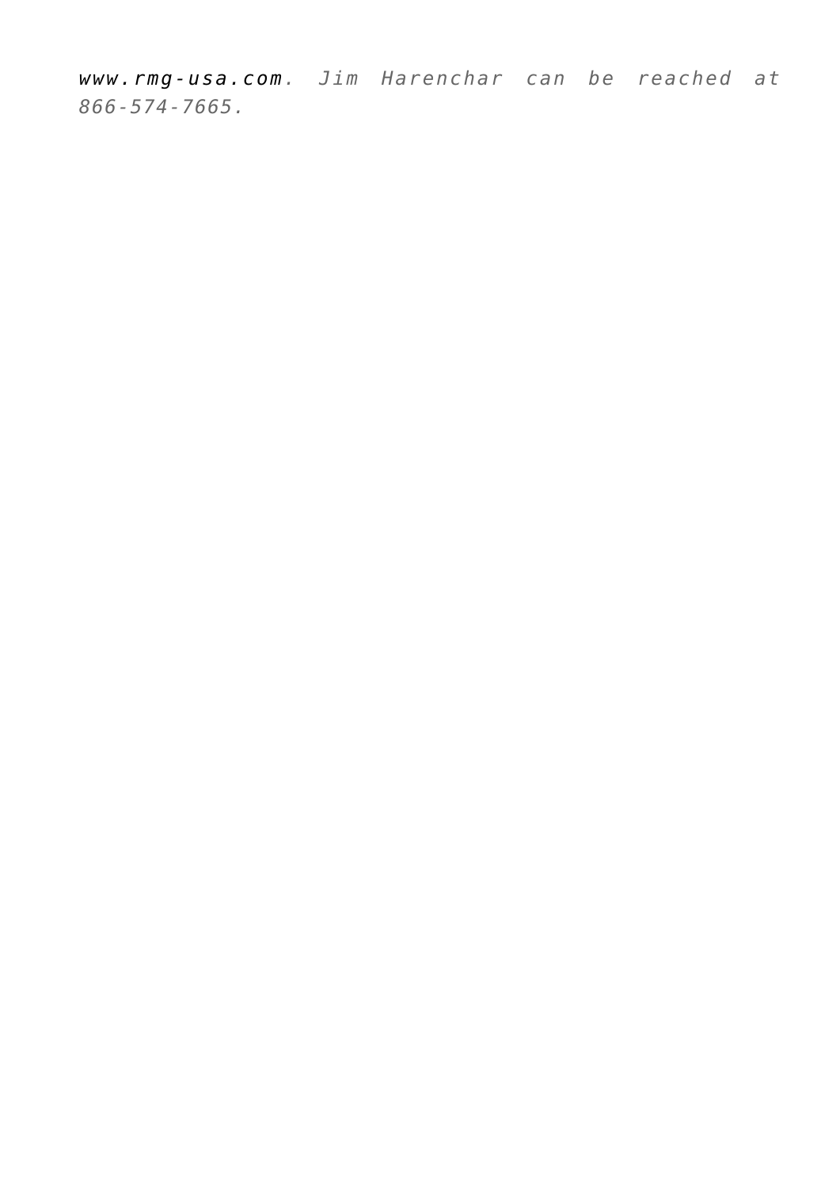*www.rmg-usa.com. Jim Harenchar can be reached at 866-574-7665.*